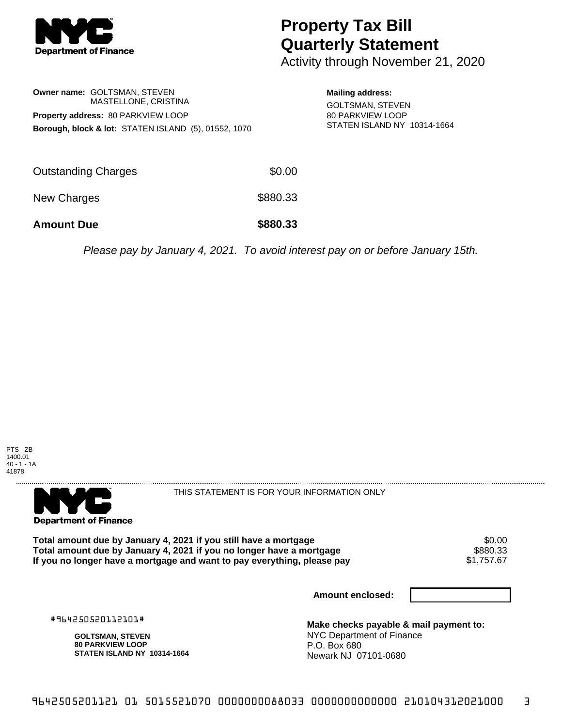# Property Tax Bill Quarterly Statement

Activity through November 21, 2020

**Owner name:** GOLTSMAN, STEVEN
MASTELLONE, CRISTINA

**Property address:** 80 PARKVIEW LOOP

**Borough, block & lot:** STATEN ISLAND (5), 01552, 1070

**Mailing address:**
GOLTSMAN, STEVEN
80 PARKVIEW LOOP
STATEN ISLAND NY 10314-1664

| | |
|---|---|
| Outstanding Charges | $0.00 |
| New Charges | $880.33 |
| **Amount Due** | **$880.33** |

*Please pay by January 4, 2021. To avoid interest pay on or before January 15th.*

PTS - ZB
1400.01
40 - 1 - 1A
41878

THIS STATEMENT IS FOR YOUR INFORMATION ONLY

| | |
|---|---|
| **Total amount due by January 4, 2021 if you still have a mortgage** | $0.00 |
| **Total amount due by January 4, 2021 if you no longer have a mortgage** | $880.33 |
| **If you no longer have a mortgage and want to pay everything, please pay** | $1,757.67 |

**Amount enclosed:**

#964250520112101#

**GOLTSMAN, STEVEN**
**80 PARKVIEW LOOP**
**STATEN ISLAND NY 10314-1664**

**Make checks payable & mail payment to:**
NYC Department of Finance
P.O. Box 680
Newark NJ 07101-0680

9642505201121 01 5015521070 0000000088033 0000000000000 210104312021000 3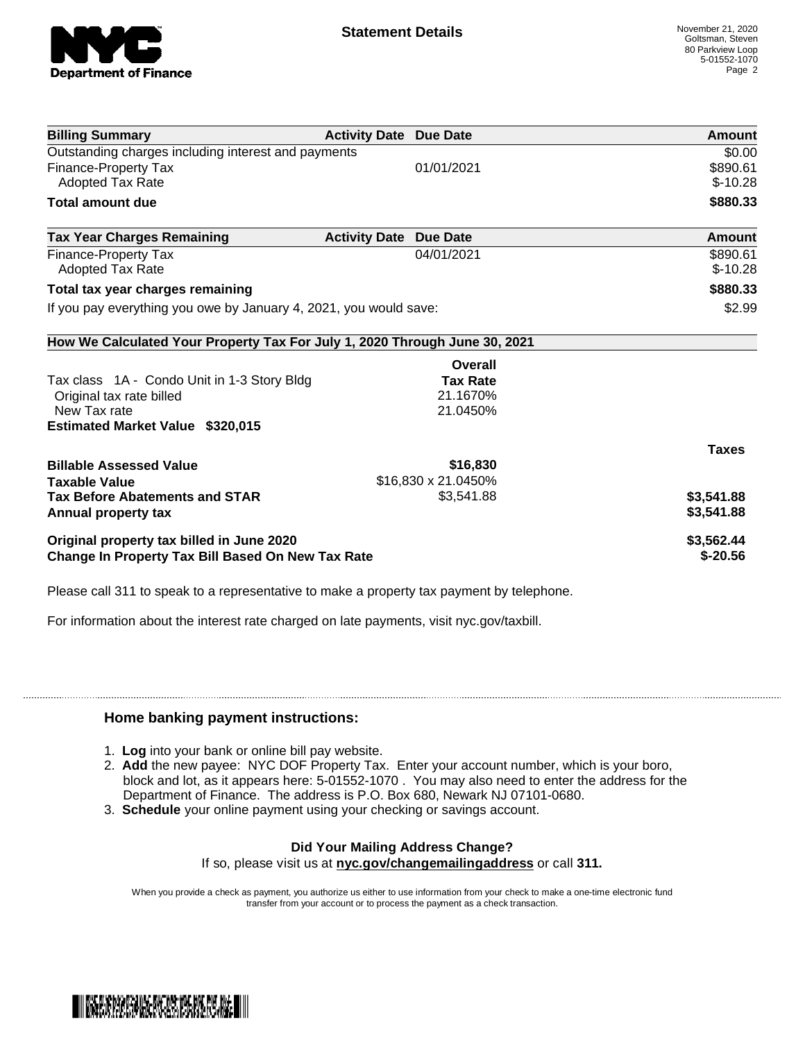## Statement Details

November 21, 2020
Goltsman, Steven
80 Parkview Loop
5-01552-1070

| Billing Summary | Activity Date | Due Date | Amount |
| --- | --- | --- | --- |
| Outstanding charges including interest and payments | | | $0.00 |
| Finance-Property Tax | | 01/01/2021 | $890.61 |
| Adopted Tax Rate | | | $-10.28 |
| **Total amount due** | | | **$880.33** |

| Tax Year Charges Remaining | Activity Date | Due Date | Amount |
| --- | --- | --- | --- |
| Finance-Property Tax | | 04/01/2021 | $890.61 |
| Adopted Tax Rate | | | $-10.28 |
| **Total tax year charges remaining** | | | **$880.33** |
| If you pay everything you owe by January 4, 2021, you would save: | | | $2.99 |

### How We Calculated Your Property Tax For July 1, 2020 Through June 30, 2021

| | Overall Tax Rate | Taxes |
| --- | --- | --- |
| Tax class 1A - Condo Unit in 1-3 Story Bldg | | |
| Original tax rate billed | 21.1670% | |
| New Tax rate | 21.0450% | |
| **Estimated Market Value $320,015** | | |
| **Billable Assessed Value** | **$16,830** | |
| **Taxable Value** | $16,830 x 21.0450% | |
| **Tax Before Abatements and STAR** | $3,541.88 | **$3,541.88** |
| **Annual property tax** | | **$3,541.88** |
| **Original property tax billed in June 2020** | | **$3,562.44** |
| **Change In Property Tax Bill Based On New Tax Rate** | | **$-20.56** |

Please call 311 to speak to a representative to make a property tax payment by telephone.

For information about the interest rate charged on late payments, visit nyc.gov/taxbill.

### Home banking payment instructions:

1. **Log** into your bank or online bill pay website.
2. **Add** the new payee: NYC DOF Property Tax. Enter your account number, which is your boro, block and lot, as it appears here: 5-01552-1070 . You may also need to enter the address for the Department of Finance. The address is P.O. Box 680, Newark NJ 07101-0680.
3. **Schedule** your online payment using your checking or savings account.

**Did Your Mailing Address Change?**
If so, please visit us at **nyc.gov/changemailingaddress** or call **311.**

When you provide a check as payment, you authorize us either to use information from your check to make a one-time electronic fund transfer from your account or to process the payment as a check transaction.